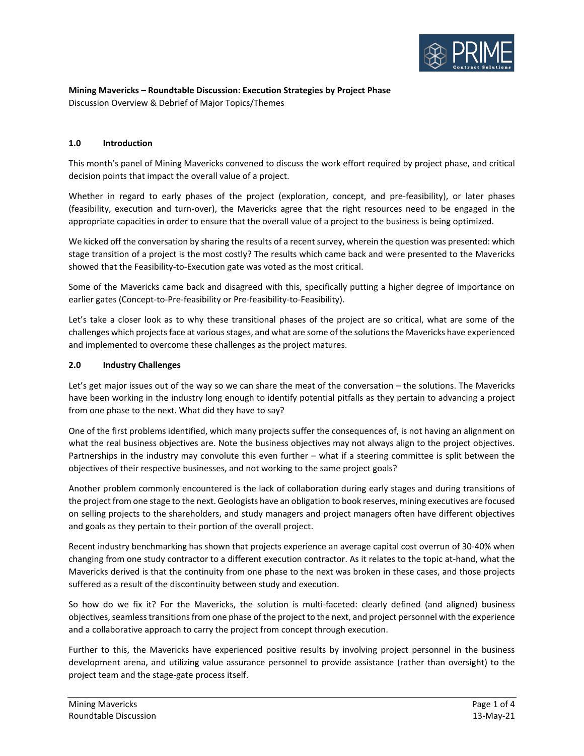**Mining Mavericks – Roundtable Discussion: Execution Strategies by Project Phase**

Discussion Overview & Debrief of Major Topics/Themes

## 1.0 Introduction

This month's panel of Mining Mavericks convened to discuss the work effort required by project phase, and critical decision points that impact the overall value of a project.

Whether in regard to early phases of the project (exploration, concept, and pre-feasibility), or later phases (feasibility, execution and turn-over), the Mavericks agree that the right resources need to be engaged in the appropriate capacities in order to ensure that the overall value of a project to the business is being optimized.

We kicked off the conversation by sharing the results of a recent survey, wherein the question was presented: which stage transition of a project is the most costly? The results which came back and were presented to the Mavericks showed that the Feasibility-to-Execution gate was voted as the most critical.

Some of the Mavericks came back and disagreed with this, specifically putting a higher degree of importance on earlier gates (Concept-to-Pre-feasibility or Pre-feasibility-to-Feasibility).

Let's take a closer look as to why these transitional phases of the project are so critical, what are some of the challenges which projects face at various stages, and what are some of the solutions the Mavericks have experienced and implemented to overcome these challenges as the project matures.

## 2.0 Industry Challenges

Let's get major issues out of the way so we can share the meat of the conversation – the solutions. The Mavericks have been working in the industry long enough to identify potential pitfalls as they pertain to advancing a project from one phase to the next. What did they have to say?

One of the first problems identified, which many projects suffer the consequences of, is not having an alignment on what the real business objectives are. Note the business objectives may not always align to the project objectives. Partnerships in the industry may convolute this even further – what if a steering committee is split between the objectives of their respective businesses, and not working to the same project goals?

Another problem commonly encountered is the lack of collaboration during early stages and during transitions of the project from one stage to the next. Geologists have an obligation to book reserves, mining executives are focused on selling projects to the shareholders, and study managers and project managers often have different objectives and goals as they pertain to their portion of the overall project.

Recent industry benchmarking has shown that projects experience an average capital cost overrun of 30-40% when changing from one study contractor to a different execution contractor. As it relates to the topic at-hand, what the Mavericks derived is that the continuity from one phase to the next was broken in these cases, and those projects suffered as a result of the discontinuity between study and execution.

So how do we fix it? For the Mavericks, the solution is multi-faceted: clearly defined (and aligned) business objectives, seamless transitions from one phase of the project to the next, and project personnel with the experience and a collaborative approach to carry the project from concept through execution.

Further to this, the Mavericks have experienced positive results by involving project personnel in the business development arena, and utilizing value assurance personnel to provide assistance (rather than oversight) to the project team and the stage-gate process itself.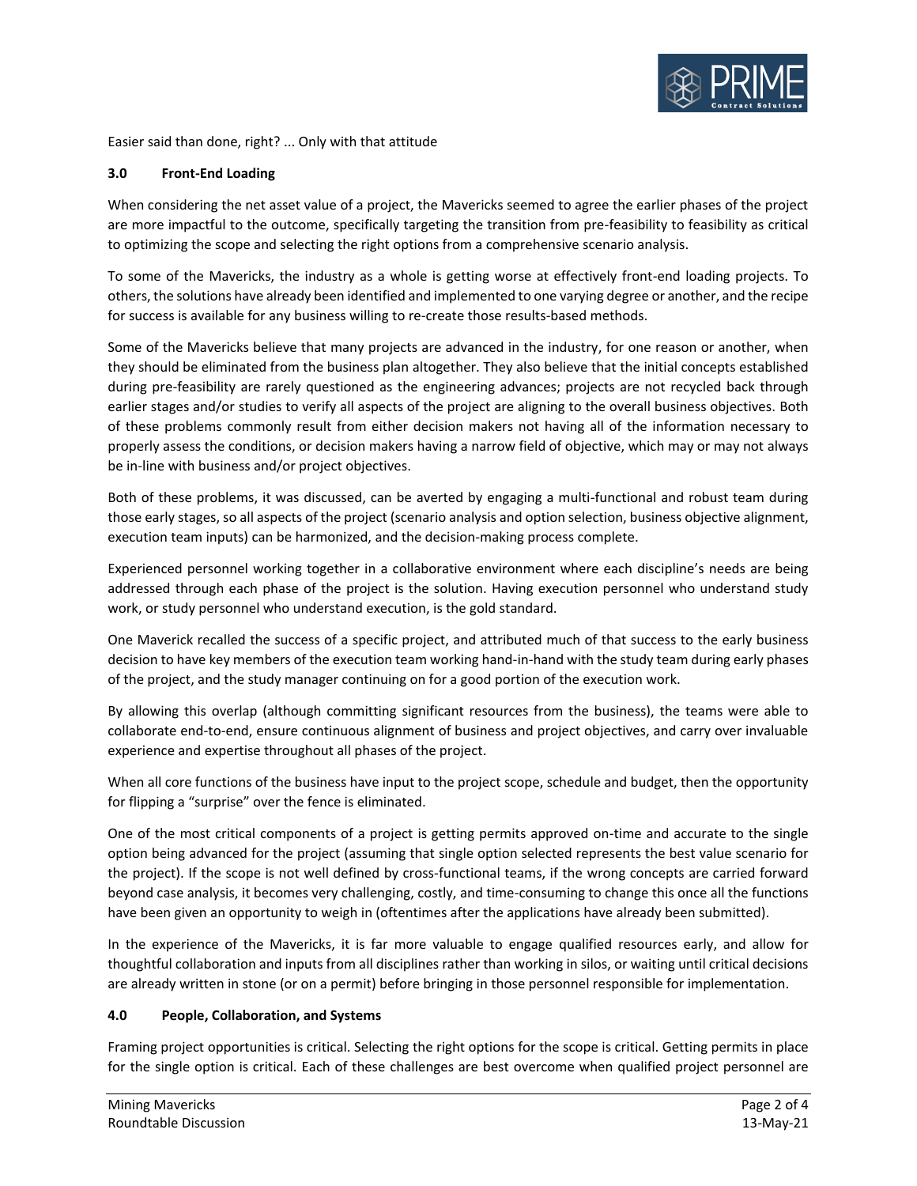Easier said than done, right? ... Only with that attitude

## 3.0 Front-End Loading

When considering the net asset value of a project, the Mavericks seemed to agree the earlier phases of the project are more impactful to the outcome, specifically targeting the transition from pre-feasibility to feasibility as critical to optimizing the scope and selecting the right options from a comprehensive scenario analysis.

To some of the Mavericks, the industry as a whole is getting worse at effectively front-end loading projects. To others, the solutions have already been identified and implemented to one varying degree or another, and the recipe for success is available for any business willing to re-create those results-based methods.

Some of the Mavericks believe that many projects are advanced in the industry, for one reason or another, when they should be eliminated from the business plan altogether. They also believe that the initial concepts established during pre-feasibility are rarely questioned as the engineering advances; projects are not recycled back through earlier stages and/or studies to verify all aspects of the project are aligning to the overall business objectives. Both of these problems commonly result from either decision makers not having all of the information necessary to properly assess the conditions, or decision makers having a narrow field of objective, which may or may not always be in-line with business and/or project objectives.

Both of these problems, it was discussed, can be averted by engaging a multi-functional and robust team during those early stages, so all aspects of the project (scenario analysis and option selection, business objective alignment, execution team inputs) can be harmonized, and the decision-making process complete.

Experienced personnel working together in a collaborative environment where each discipline's needs are being addressed through each phase of the project is the solution. Having execution personnel who understand study work, or study personnel who understand execution, is the gold standard.

One Maverick recalled the success of a specific project, and attributed much of that success to the early business decision to have key members of the execution team working hand-in-hand with the study team during early phases of the project, and the study manager continuing on for a good portion of the execution work.

By allowing this overlap (although committing significant resources from the business), the teams were able to collaborate end-to-end, ensure continuous alignment of business and project objectives, and carry over invaluable experience and expertise throughout all phases of the project.

When all core functions of the business have input to the project scope, schedule and budget, then the opportunity for flipping a "surprise" over the fence is eliminated.

One of the most critical components of a project is getting permits approved on-time and accurate to the single option being advanced for the project (assuming that single option selected represents the best value scenario for the project). If the scope is not well defined by cross-functional teams, if the wrong concepts are carried forward beyond case analysis, it becomes very challenging, costly, and time-consuming to change this once all the functions have been given an opportunity to weigh in (oftentimes after the applications have already been submitted).

In the experience of the Mavericks, it is far more valuable to engage qualified resources early, and allow for thoughtful collaboration and inputs from all disciplines rather than working in silos, or waiting until critical decisions are already written in stone (or on a permit) before bringing in those personnel responsible for implementation.

## 4.0 People, Collaboration, and Systems

Framing project opportunities is critical. Selecting the right options for the scope is critical. Getting permits in place for the single option is critical. Each of these challenges are best overcome when qualified project personnel are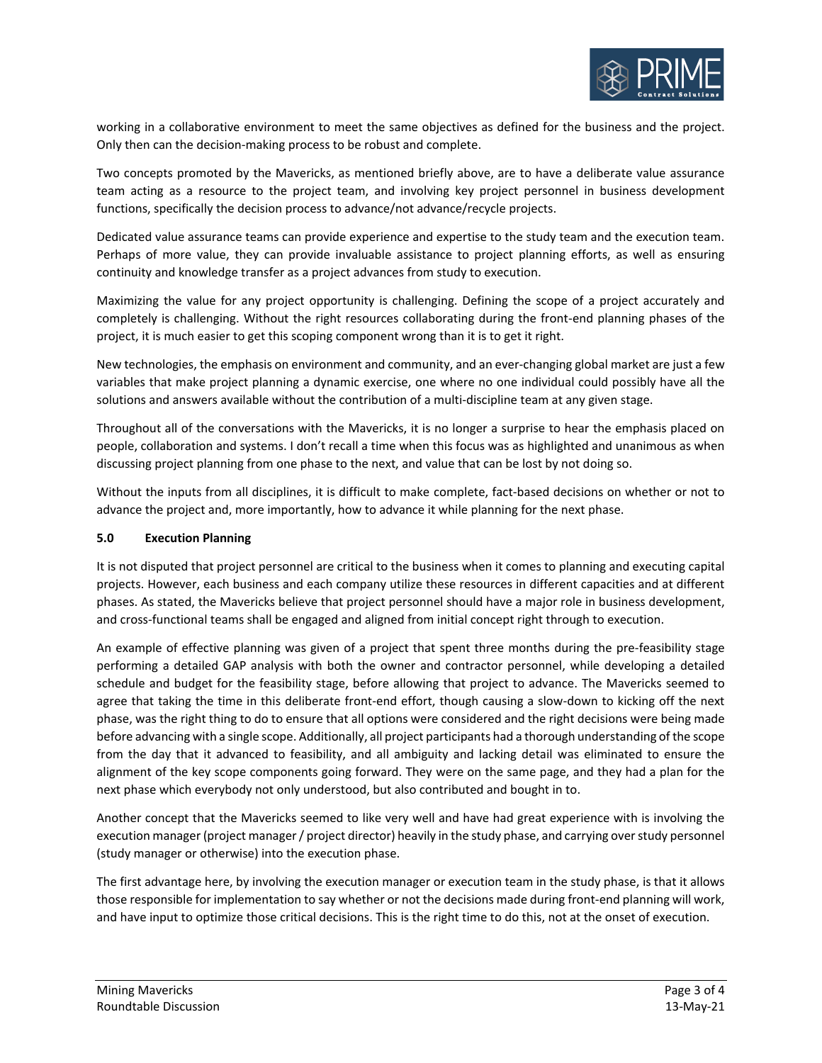working in a collaborative environment to meet the same objectives as defined for the business and the project. Only then can the decision-making process to be robust and complete.

Two concepts promoted by the Mavericks, as mentioned briefly above, are to have a deliberate value assurance team acting as a resource to the project team, and involving key project personnel in business development functions, specifically the decision process to advance/not advance/recycle projects.

Dedicated value assurance teams can provide experience and expertise to the study team and the execution team. Perhaps of more value, they can provide invaluable assistance to project planning efforts, as well as ensuring continuity and knowledge transfer as a project advances from study to execution.

Maximizing the value for any project opportunity is challenging. Defining the scope of a project accurately and completely is challenging. Without the right resources collaborating during the front-end planning phases of the project, it is much easier to get this scoping component wrong than it is to get it right.

New technologies, the emphasis on environment and community, and an ever-changing global market are just a few variables that make project planning a dynamic exercise, one where no one individual could possibly have all the solutions and answers available without the contribution of a multi-discipline team at any given stage.

Throughout all of the conversations with the Mavericks, it is no longer a surprise to hear the emphasis placed on people, collaboration and systems. I don't recall a time when this focus was as highlighted and unanimous as when discussing project planning from one phase to the next, and value that can be lost by not doing so.

Without the inputs from all disciplines, it is difficult to make complete, fact-based decisions on whether or not to advance the project and, more importantly, how to advance it while planning for the next phase.

### 5.0 Execution Planning

It is not disputed that project personnel are critical to the business when it comes to planning and executing capital projects. However, each business and each company utilize these resources in different capacities and at different phases. As stated, the Mavericks believe that project personnel should have a major role in business development, and cross-functional teams shall be engaged and aligned from initial concept right through to execution.

An example of effective planning was given of a project that spent three months during the pre-feasibility stage performing a detailed GAP analysis with both the owner and contractor personnel, while developing a detailed schedule and budget for the feasibility stage, before allowing that project to advance. The Mavericks seemed to agree that taking the time in this deliberate front-end effort, though causing a slow-down to kicking off the next phase, was the right thing to do to ensure that all options were considered and the right decisions were being made before advancing with a single scope. Additionally, all project participants had a thorough understanding of the scope from the day that it advanced to feasibility, and all ambiguity and lacking detail was eliminated to ensure the alignment of the key scope components going forward. They were on the same page, and they had a plan for the next phase which everybody not only understood, but also contributed and bought in to.

Another concept that the Mavericks seemed to like very well and have had great experience with is involving the execution manager (project manager / project director) heavily in the study phase, and carrying over study personnel (study manager or otherwise) into the execution phase.

The first advantage here, by involving the execution manager or execution team in the study phase, is that it allows those responsible for implementation to say whether or not the decisions made during front-end planning will work, and have input to optimize those critical decisions. This is the right time to do this, not at the onset of execution.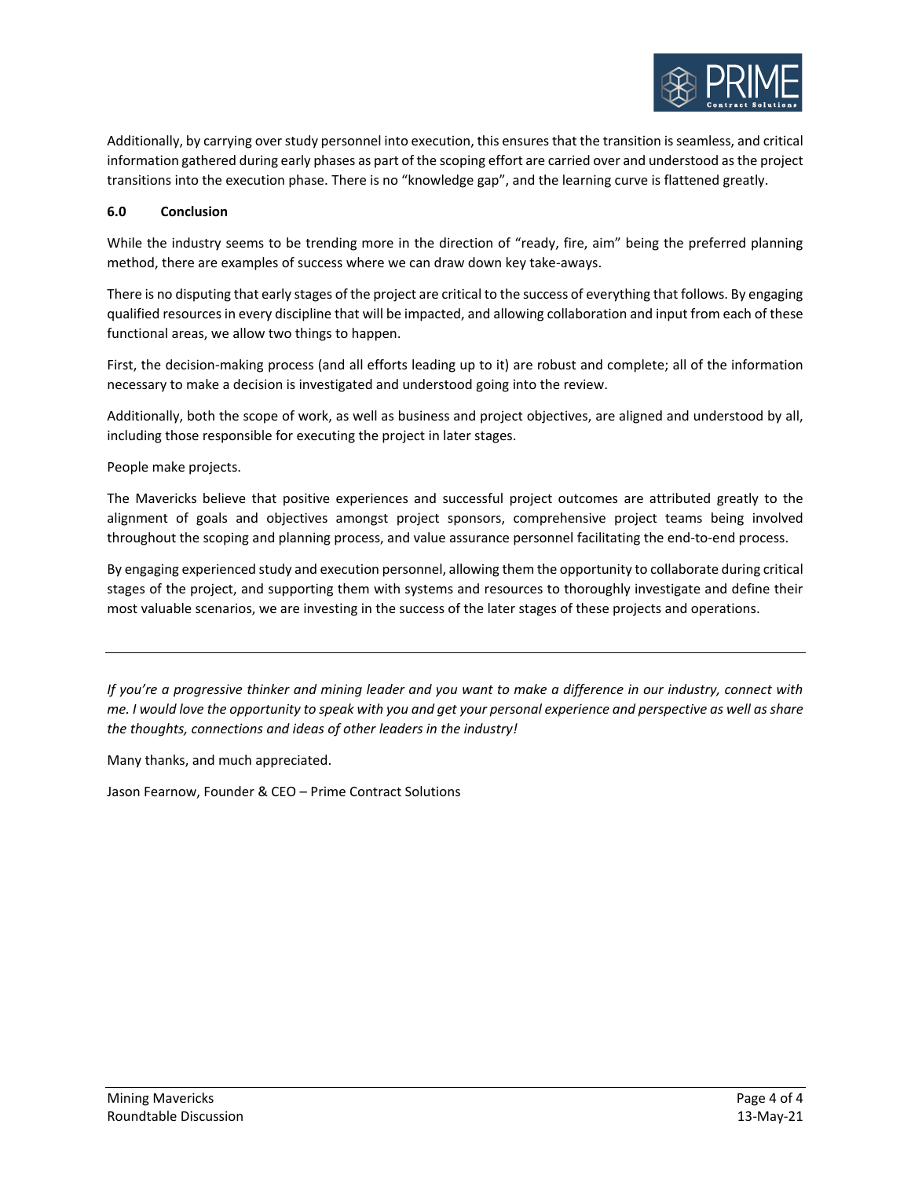Additionally, by carrying over study personnel into execution, this ensures that the transition is seamless, and critical information gathered during early phases as part of the scoping effort are carried over and understood as the project transitions into the execution phase. There is no “knowledge gap”, and the learning curve is flattened greatly.

**6.0 Conclusion**

While the industry seems to be trending more in the direction of “ready, fire, aim” being the preferred planning method, there are examples of success where we can draw down key take-aways.

There is no disputing that early stages of the project are critical to the success of everything that follows. By engaging qualified resources in every discipline that will be impacted, and allowing collaboration and input from each of these functional areas, we allow two things to happen.

First, the decision-making process (and all efforts leading up to it) are robust and complete; all of the information necessary to make a decision is investigated and understood going into the review.

Additionally, both the scope of work, as well as business and project objectives, are aligned and understood by all, including those responsible for executing the project in later stages.

People make projects.

The Mavericks believe that positive experiences and successful project outcomes are attributed greatly to the alignment of goals and objectives amongst project sponsors, comprehensive project teams being involved throughout the scoping and planning process, and value assurance personnel facilitating the end-to-end process.

By engaging experienced study and execution personnel, allowing them the opportunity to collaborate during critical stages of the project, and supporting them with systems and resources to thoroughly investigate and define their most valuable scenarios, we are investing in the success of the later stages of these projects and operations.

---

*If you’re a progressive thinker and mining leader and you want to make a difference in our industry, connect with me. I would love the opportunity to speak with you and get your personal experience and perspective as well as share the thoughts, connections and ideas of other leaders in the industry!*

Many thanks, and much appreciated.

Jason Fearnow, Founder & CEO – Prime Contract Solutions